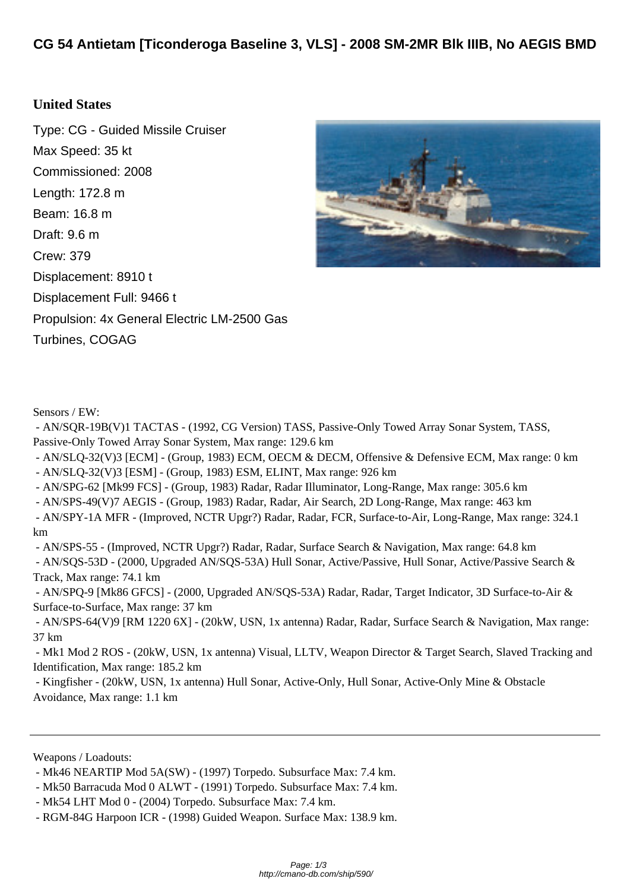# CG 54 Antietam [Ticonderoga Baseline 3, VLS] - 2008 SM-2MR Blk IIIB, No AEGIS BMD

## United States

Type: CG - Guided Missile Cruiser

Max Speed: 35 kt

Commissioned: 2008

Length: 172.8 m

Beam: 16.8 m

Draft: 9.6 m

Crew: 379

Displacement: 8910 t

Displacement Full: 9466 t

Propulsion: 4x General Electric LM-2500 Gas Turbines, COGAG

Sensors / EW:

- AN/SQR-19B(V)1 TACTAS - (1992, CG Version) TASS, Passive-Only Towed Array Sonar System, TASS, Passive-Only Towed Array Sonar System, Max range: 129.6 km
- AN/SLQ-32(V)3 [ECM] - (Group, 1983) ECM, OECM & DECM, Offensive & Defensive ECM, Max range: 0 km
- AN/SLQ-32(V)3 [ESM] - (Group, 1983) ESM, ELINT, Max range: 926 km
- AN/SPG-62 [Mk99 FCS] - (Group, 1983) Radar, Radar Illuminator, Long-Range, Max range: 305.6 km
- AN/SPS-49(V)7 AEGIS - (Group, 1983) Radar, Radar, Air Search, 2D Long-Range, Max range: 463 km
- AN/SPY-1A MFR - (Improved, NCTR Upgr?) Radar, Radar, FCR, Surface-to-Air, Long-Range, Max range: 324.1 km
- AN/SPS-55 - (Improved, NCTR Upgr?) Radar, Radar, Surface Search & Navigation, Max range: 64.8 km
- AN/SQS-53D - (2000, Upgraded AN/SQS-53A) Hull Sonar, Active/Passive, Hull Sonar, Active/Passive Search & Track, Max range: 74.1 km
- AN/SPQ-9 [Mk86 GFCS] - (2000, Upgraded AN/SQS-53A) Radar, Radar, Target Indicator, 3D Surface-to-Air & Surface-to-Surface, Max range: 37 km
- AN/SPS-64(V)9 [RM 1220 6X] - (20kW, USN, 1x antenna) Radar, Radar, Surface Search & Navigation, Max range: 37 km
- Mk1 Mod 2 ROS - (20kW, USN, 1x antenna) Visual, LLTV, Weapon Director & Target Search, Slaved Tracking and Identification, Max range: 185.2 km
- Kingfisher - (20kW, USN, 1x antenna) Hull Sonar, Active-Only, Hull Sonar, Active-Only Mine & Obstacle Avoidance, Max range: 1.1 km

---

Weapons / Loadouts:

- Mk46 NEARTIP Mod 5A(SW) - (1997) Torpedo. Subsurface Max: 7.4 km.
- Mk50 Barracuda Mod 0 ALWT - (1991) Torpedo. Subsurface Max: 7.4 km.
- Mk54 LHT Mod 0 - (2004) Torpedo. Subsurface Max: 7.4 km.
- RGM-84G Harpoon ICR - (1998) Guided Weapon. Surface Max: 138.9 km.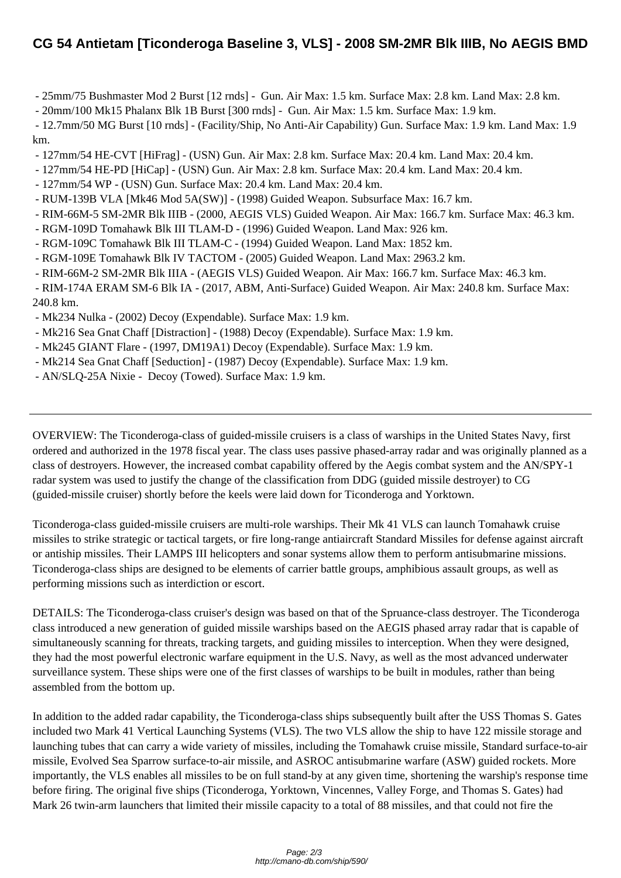- 25mm/75 Bushmaster Mod 2 Burst [12 rnds] - Gun. Air Max: 1.5 km. Surface Max: 2.8 km. Land Max: 2.8 km.
- 20mm/100 Mk15 Phalanx Blk 1B Burst [300 rnds] - Gun. Air Max: 1.5 km. Surface Max: 1.9 km.
- 12.7mm/50 MG Burst [10 rnds] - (Facility/Ship, No Anti-Air Capability) Gun. Surface Max: 1.9 km. Land Max: 1.9 km.
- 127mm/54 HE-CVT [HiFrag] - (USN) Gun. Air Max: 2.8 km. Surface Max: 20.4 km. Land Max: 20.4 km.
- 127mm/54 HE-PD [HiCap] - (USN) Gun. Air Max: 2.8 km. Surface Max: 20.4 km. Land Max: 20.4 km.
- 127mm/54 WP - (USN) Gun. Surface Max: 20.4 km. Land Max: 20.4 km.
- RUM-139B VLA [Mk46 Mod 5A(SW)] - (1998) Guided Weapon. Subsurface Max: 16.7 km.
- RIM-66M-5 SM-2MR Blk IIIB - (2000, AEGIS VLS) Guided Weapon. Air Max: 166.7 km. Surface Max: 46.3 km.
- RGM-109D Tomahawk Blk III TLAM-D - (1996) Guided Weapon. Land Max: 926 km.
- RGM-109C Tomahawk Blk III TLAM-C - (1994) Guided Weapon. Land Max: 1852 km.
- RGM-109E Tomahawk Blk IV TACTOM - (2005) Guided Weapon. Land Max: 2963.2 km.
- RIM-66M-2 SM-2MR Blk IIIA - (AEGIS VLS) Guided Weapon. Air Max: 166.7 km. Surface Max: 46.3 km.
- RIM-174A ERAM SM-6 Blk IA - (2017, ABM, Anti-Surface) Guided Weapon. Air Max: 240.8 km. Surface Max: 240.8 km.
- Mk234 Nulka - (2002) Decoy (Expendable). Surface Max: 1.9 km.
- Mk216 Sea Gnat Chaff [Distraction] - (1988) Decoy (Expendable). Surface Max: 1.9 km.
- Mk245 GIANT Flare - (1997, DM19A1) Decoy (Expendable). Surface Max: 1.9 km.
- Mk214 Sea Gnat Chaff [Seduction] - (1987) Decoy (Expendable). Surface Max: 1.9 km.
- AN/SLQ-25A Nixie - Decoy (Towed). Surface Max: 1.9 km.

---

OVERVIEW: The Ticonderoga-class of guided-missile cruisers is a class of warships in the United States Navy, first ordered and authorized in the 1978 fiscal year. The class uses passive phased-array radar and was originally planned as a class of destroyers. However, the increased combat capability offered by the Aegis combat system and the AN/SPY-1 radar system was used to justify the change of the classification from DDG (guided missile destroyer) to CG (guided-missile cruiser) shortly before the keels were laid down for Ticonderoga and Yorktown.

Ticonderoga-class guided-missile cruisers are multi-role warships. Their Mk 41 VLS can launch Tomahawk cruise missiles to strike strategic or tactical targets, or fire long-range antiaircraft Standard Missiles for defense against aircraft or antiship missiles. Their LAMPS III helicopters and sonar systems allow them to perform antisubmarine missions. Ticonderoga-class ships are designed to be elements of carrier battle groups, amphibious assault groups, as well as performing missions such as interdiction or escort.

DETAILS: The Ticonderoga-class cruiser's design was based on that of the Spruance-class destroyer. The Ticonderoga class introduced a new generation of guided missile warships based on the AEGIS phased array radar that is capable of simultaneously scanning for threats, tracking targets, and guiding missiles to interception. When they were designed, they had the most powerful electronic warfare equipment in the U.S. Navy, as well as the most advanced underwater surveillance system. These ships were one of the first classes of warships to be built in modules, rather than being assembled from the bottom up.

In addition to the added radar capability, the Ticonderoga-class ships subsequently built after the USS Thomas S. Gates included two Mark 41 Vertical Launching Systems (VLS). The two VLS allow the ship to have 122 missile storage and launching tubes that can carry a wide variety of missiles, including the Tomahawk cruise missile, Standard surface-to-air missile, Evolved Sea Sparrow surface-to-air missile, and ASROC antisubmarine warfare (ASW) guided rockets. More importantly, the VLS enables all missiles to be on full stand-by at any given time, shortening the warship's response time before firing. The original five ships (Ticonderoga, Yorktown, Vincennes, Valley Forge, and Thomas S. Gates) had Mark 26 twin-arm launchers that limited their missile capacity to a total of 88 missiles, and that could not fire the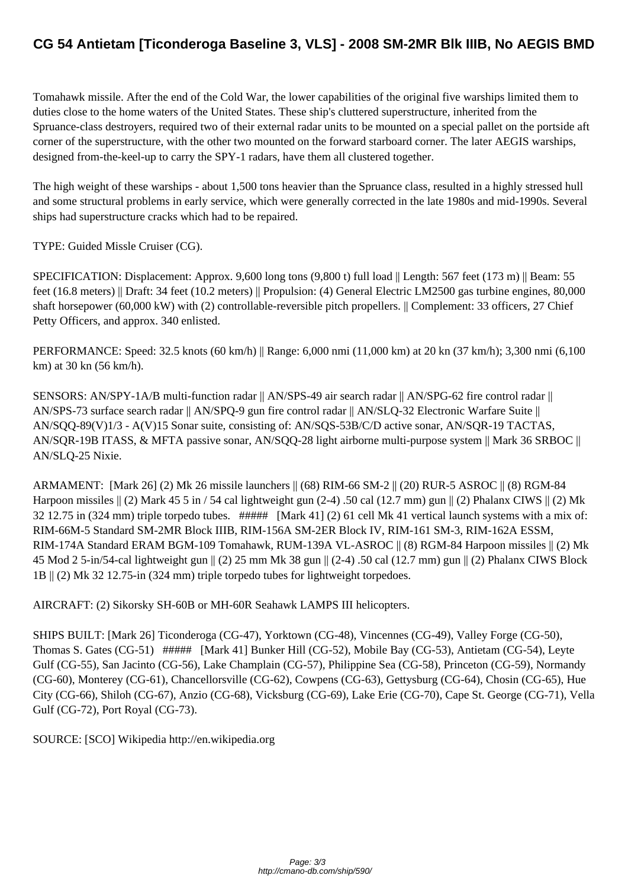Tomahawk missile. After the end of the Cold War, the lower capabilities of the original five warships limited them to duties close to the home waters of the United States. These ship's cluttered superstructure, inherited from the Spruance-class destroyers, required two of their external radar units to be mounted on a special pallet on the portside aft corner of the superstructure, with the other two mounted on the forward starboard corner. The later AEGIS warships, designed from-the-keel-up to carry the SPY-1 radars, have them all clustered together.

The high weight of these warships - about 1,500 tons heavier than the Spruance class, resulted in a highly stressed hull and some structural problems in early service, which were generally corrected in the late 1980s and mid-1990s. Several ships had superstructure cracks which had to be repaired.

TYPE: Guided Missle Cruiser (CG).

SPECIFICATION: Displacement: Approx. 9,600 long tons (9,800 t) full load || Length: 567 feet (173 m) || Beam: 55 feet (16.8 meters) || Draft: 34 feet (10.2 meters) || Propulsion: (4) General Electric LM2500 gas turbine engines, 80,000 shaft horsepower (60,000 kW) with (2) controllable-reversible pitch propellers. || Complement: 33 officers, 27 Chief Petty Officers, and approx. 340 enlisted.

PERFORMANCE: Speed: 32.5 knots (60 km/h) || Range: 6,000 nmi (11,000 km) at 20 kn (37 km/h); 3,300 nmi (6,100 km) at 30 kn (56 km/h).

SENSORS: AN/SPY-1A/B multi-function radar || AN/SPS-49 air search radar || AN/SPG-62 fire control radar || AN/SPS-73 surface search radar || AN/SPQ-9 gun fire control radar || AN/SLQ-32 Electronic Warfare Suite || AN/SQQ-89(V)1/3 - A(V)15 Sonar suite, consisting of: AN/SQS-53B/C/D active sonar, AN/SQR-19 TACTAS, AN/SQR-19B ITASS, & MFTA passive sonar, AN/SQQ-28 light airborne multi-purpose system || Mark 36 SRBOC || AN/SLQ-25 Nixie.

ARMAMENT: [Mark 26] (2) Mk 26 missile launchers || (68) RIM-66 SM-2 || (20) RUR-5 ASROC || (8) RGM-84 Harpoon missiles || (2) Mark 45 5 in / 54 cal lightweight gun (2-4) .50 cal (12.7 mm) gun || (2) Phalanx CIWS || (2) Mk 32 12.75 in (324 mm) triple torpedo tubes. ##### [Mark 41] (2) 61 cell Mk 41 vertical launch systems with a mix of: RIM-66M-5 Standard SM-2MR Block IIIB, RIM-156A SM-2ER Block IV, RIM-161 SM-3, RIM-162A ESSM, RIM-174A Standard ERAM BGM-109 Tomahawk, RUM-139A VL-ASROC || (8) RGM-84 Harpoon missiles || (2) Mk 45 Mod 2 5-in/54-cal lightweight gun || (2) 25 mm Mk 38 gun || (2-4) .50 cal (12.7 mm) gun || (2) Phalanx CIWS Block 1B || (2) Mk 32 12.75-in (324 mm) triple torpedo tubes for lightweight torpedoes.

AIRCRAFT: (2) Sikorsky SH-60B or MH-60R Seahawk LAMPS III helicopters.

SHIPS BUILT: [Mark 26] Ticonderoga (CG-47), Yorktown (CG-48), Vincennes (CG-49), Valley Forge (CG-50), Thomas S. Gates (CG-51) ##### [Mark 41] Bunker Hill (CG-52), Mobile Bay (CG-53), Antietam (CG-54), Leyte Gulf (CG-55), San Jacinto (CG-56), Lake Champlain (CG-57), Philippine Sea (CG-58), Princeton (CG-59), Normandy (CG-60), Monterey (CG-61), Chancellorsville (CG-62), Cowpens (CG-63), Gettysburg (CG-64), Chosin (CG-65), Hue City (CG-66), Shiloh (CG-67), Anzio (CG-68), Vicksburg (CG-69), Lake Erie (CG-70), Cape St. George (CG-71), Vella Gulf (CG-72), Port Royal (CG-73).

SOURCE: [SCO] Wikipedia http://en.wikipedia.org